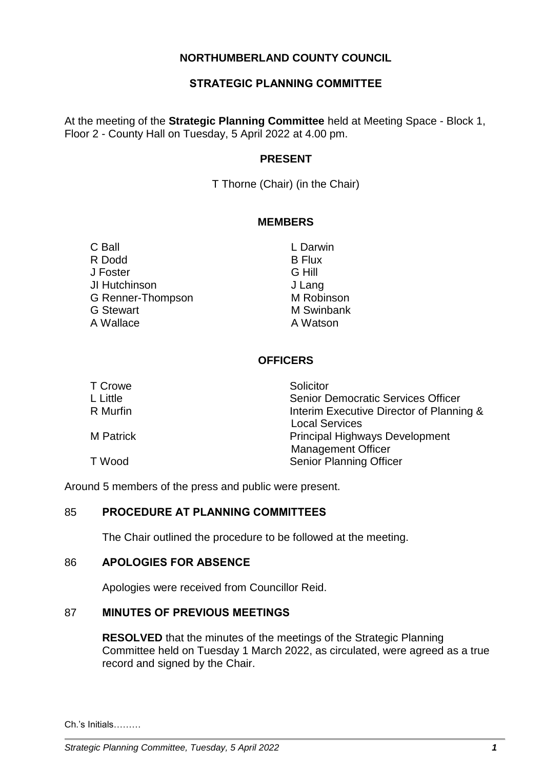# NORTHUMBERLAND COUNTY COUNCIL

## STRATEGIC PLANNING COMMITTEE

At the meeting of the **Strategic Planning Committee** held at Meeting Space - Block 1, Floor 2 - County Hall on Tuesday, 5 April 2022 at 4.00 pm.

### PRESENT

T Thorne (Chair) (in the Chair)

### MEMBERS

C Ball
L Darwin
R Dodd
B Flux
J Foster
G Hill
JI Hutchinson
J Lang
G Renner-Thompson
M Robinson
G Stewart
M Swinbank
A Wallace
A Watson

### OFFICERS

| | |
|---|---|
| T Crowe | Solicitor |
| L Little | Senior Democratic Services Officer |
| R Murfin | Interim Executive Director of Planning & Local Services |
| M Patrick | Principal Highways Development Management Officer |
| T Wood | Senior Planning Officer |

Around 5 members of the press and public were present.

### 85 PROCEDURE AT PLANNING COMMITTEES

The Chair outlined the procedure to be followed at the meeting.

### 86 APOLOGIES FOR ABSENCE

Apologies were received from Councillor Reid.

### 87 MINUTES OF PREVIOUS MEETINGS

**RESOLVED** that the minutes of the meetings of the Strategic Planning Committee held on Tuesday 1 March 2022, as circulated, were agreed as a true record and signed by the Chair.

Ch.'s Initials………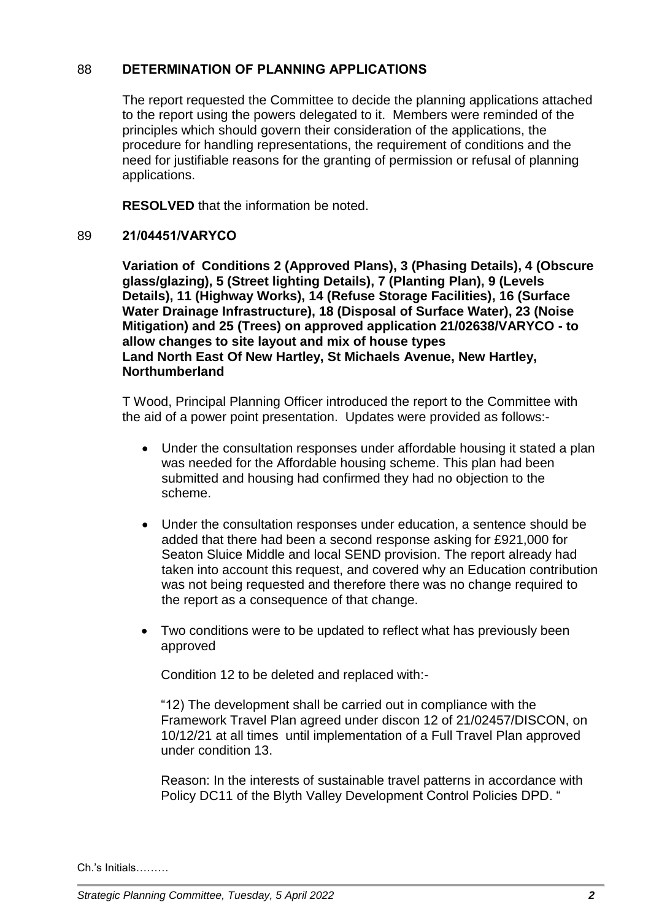## 88 DETERMINATION OF PLANNING APPLICATIONS

The report requested the Committee to decide the planning applications attached to the report using the powers delegated to it. Members were reminded of the principles which should govern their consideration of the applications, the procedure for handling representations, the requirement of conditions and the need for justifiable reasons for the granting of permission or refusal of planning applications.

**RESOLVED** that the information be noted.

## 89 21/04451/VARYCO

**Variation of Conditions 2 (Approved Plans), 3 (Phasing Details), 4 (Obscure glass/glazing), 5 (Street lighting Details), 7 (Planting Plan), 9 (Levels Details), 11 (Highway Works), 14 (Refuse Storage Facilities), 16 (Surface Water Drainage Infrastructure), 18 (Disposal of Surface Water), 23 (Noise Mitigation) and 25 (Trees) on approved application 21/02638/VARYCO - to allow changes to site layout and mix of house types**
**Land North East Of New Hartley, St Michaels Avenue, New Hartley, Northumberland**

T Wood, Principal Planning Officer introduced the report to the Committee with the aid of a power point presentation. Updates were provided as follows:-

- Under the consultation responses under affordable housing it stated a plan was needed for the Affordable housing scheme. This plan had been submitted and housing had confirmed they had no objection to the scheme.

- Under the consultation responses under education, a sentence should be added that there had been a second response asking for £921,000 for Seaton Sluice Middle and local SEND provision. The report already had taken into account this request, and covered why an Education contribution was not being requested and therefore there was no change required to the report as a consequence of that change.

- Two conditions were to be updated to reflect what has previously been approved

  Condition 12 to be deleted and replaced with:-

  "12) The development shall be carried out in compliance with the Framework Travel Plan agreed under discon 12 of 21/02457/DISCON, on 10/12/21 at all times until implementation of a Full Travel Plan approved under condition 13.

  Reason: In the interests of sustainable travel patterns in accordance with Policy DC11 of the Blyth Valley Development Control Policies DPD. "

Ch.'s Initials………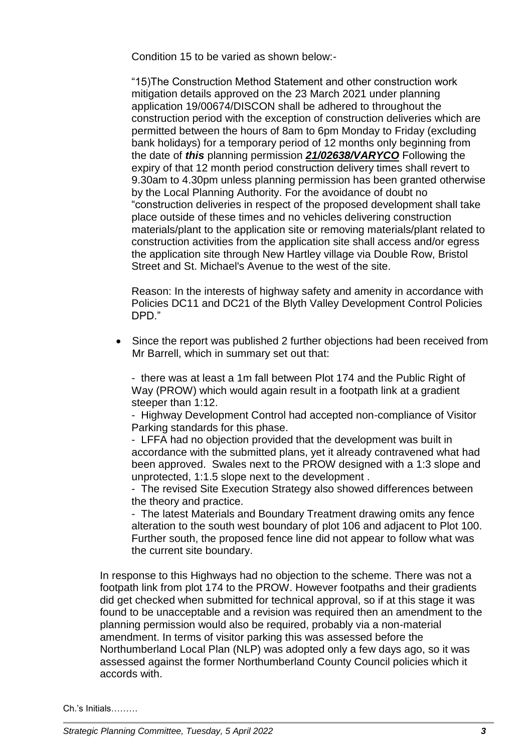Condition 15 to be varied as shown below:-

"15)The Construction Method Statement and other construction work mitigation details approved on the 23 March 2021 under planning application 19/00674/DISCON shall be adhered to throughout the construction period with the exception of construction deliveries which are permitted between the hours of 8am to 6pm Monday to Friday (excluding bank holidays) for a temporary period of 12 months only beginning from the date of ***this*** planning permission ***21/02638/VARYCO*** Following the expiry of that 12 month period construction delivery times shall revert to 9.30am to 4.30pm unless planning permission has been granted otherwise by the Local Planning Authority. For the avoidance of doubt no "construction deliveries in respect of the proposed development shall take place outside of these times and no vehicles delivering construction materials/plant to the application site or removing materials/plant related to construction activities from the application site shall access and/or egress the application site through New Hartley village via Double Row, Bristol Street and St. Michael's Avenue to the west of the site.

Reason: In the interests of highway safety and amenity in accordance with Policies DC11 and DC21 of the Blyth Valley Development Control Policies DPD."

- Since the report was published 2 further objections had been received from Mr Barrell, which in summary set out that:

  - there was at least a 1m fall between Plot 174 and the Public Right of Way (PROW) which would again result in a footpath link at a gradient steeper than 1:12.
  - Highway Development Control had accepted non-compliance of Visitor Parking standards for this phase.
  - LFFA had no objection provided that the development was built in accordance with the submitted plans, yet it already contravened what had been approved. Swales next to the PROW designed with a 1:3 slope and unprotected, 1:1.5 slope next to the development .
  - The revised Site Execution Strategy also showed differences between the theory and practice.
  - The latest Materials and Boundary Treatment drawing omits any fence alteration to the south west boundary of plot 106 and adjacent to Plot 100. Further south, the proposed fence line did not appear to follow what was the current site boundary.

In response to this Highways had no objection to the scheme. There was not a footpath link from plot 174 to the PROW. However footpaths and their gradients did get checked when submitted for technical approval, so if at this stage it was found to be unacceptable and a revision was required then an amendment to the planning permission would also be required, probably via a non-material amendment. In terms of visitor parking this was assessed before the Northumberland Local Plan (NLP) was adopted only a few days ago, so it was assessed against the former Northumberland County Council policies which it accords with.

Ch.'s Initials………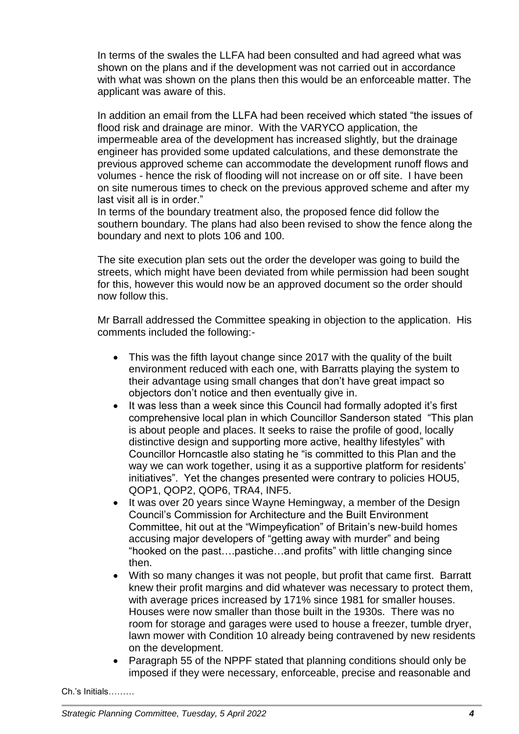In terms of the swales the LLFA had been consulted and had agreed what was shown on the plans and if the development was not carried out in accordance with what was shown on the plans then this would be an enforceable matter. The applicant was aware of this.

In addition an email from the LLFA had been received which stated "the issues of flood risk and drainage are minor. With the VARYCO application, the impermeable area of the development has increased slightly, but the drainage engineer has provided some updated calculations, and these demonstrate the previous approved scheme can accommodate the development runoff flows and volumes - hence the risk of flooding will not increase on or off site. I have been on site numerous times to check on the previous approved scheme and after my last visit all is in order."

In terms of the boundary treatment also, the proposed fence did follow the southern boundary. The plans had also been revised to show the fence along the boundary and next to plots 106 and 100.

The site execution plan sets out the order the developer was going to build the streets, which might have been deviated from while permission had been sought for this, however this would now be an approved document so the order should now follow this.

Mr Barrall addressed the Committee speaking in objection to the application. His comments included the following:-

- This was the fifth layout change since 2017 with the quality of the built environment reduced with each one, with Barratts playing the system to their advantage using small changes that don't have great impact so objectors don't notice and then eventually give in.
- It was less than a week since this Council had formally adopted it's first comprehensive local plan in which Councillor Sanderson stated "This plan is about people and places. It seeks to raise the profile of good, locally distinctive design and supporting more active, healthy lifestyles" with Councillor Horncastle also stating he "is committed to this Plan and the way we can work together, using it as a supportive platform for residents' initiatives". Yet the changes presented were contrary to policies HOU5, QOP1, QOP2, QOP6, TRA4, INF5.
- It was over 20 years since Wayne Hemingway, a member of the Design Council's Commission for Architecture and the Built Environment Committee, hit out at the "Wimpeyfication" of Britain's new-build homes accusing major developers of "getting away with murder" and being "hooked on the past….pastiche…and profits" with little changing since then.
- With so many changes it was not people, but profit that came first. Barratt knew their profit margins and did whatever was necessary to protect them, with average prices increased by 171% since 1981 for smaller houses. Houses were now smaller than those built in the 1930s. There was no room for storage and garages were used to house a freezer, tumble dryer, lawn mower with Condition 10 already being contravened by new residents on the development.
- Paragraph 55 of the NPPF stated that planning conditions should only be imposed if they were necessary, enforceable, precise and reasonable and

Ch.'s Initials………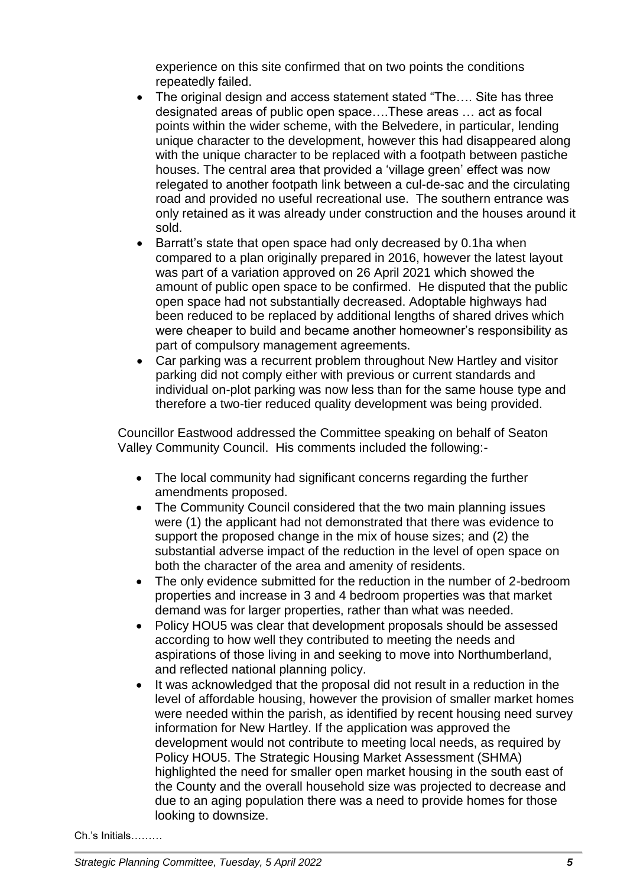experience on this site confirmed that on two points the conditions repeatedly failed.

- The original design and access statement stated "The…. Site has three designated areas of public open space….These areas … act as focal points within the wider scheme, with the Belvedere, in particular, lending unique character to the development, however this had disappeared along with the unique character to be replaced with a footpath between pastiche houses. The central area that provided a 'village green' effect was now relegated to another footpath link between a cul-de-sac and the circulating road and provided no useful recreational use. The southern entrance was only retained as it was already under construction and the houses around it sold.
- Barratt's state that open space had only decreased by 0.1ha when compared to a plan originally prepared in 2016, however the latest layout was part of a variation approved on 26 April 2021 which showed the amount of public open space to be confirmed. He disputed that the public open space had not substantially decreased. Adoptable highways had been reduced to be replaced by additional lengths of shared drives which were cheaper to build and became another homeowner's responsibility as part of compulsory management agreements.
- Car parking was a recurrent problem throughout New Hartley and visitor parking did not comply either with previous or current standards and individual on-plot parking was now less than for the same house type and therefore a two-tier reduced quality development was being provided.

Councillor Eastwood addressed the Committee speaking on behalf of Seaton Valley Community Council. His comments included the following:-

- The local community had significant concerns regarding the further amendments proposed.
- The Community Council considered that the two main planning issues were (1) the applicant had not demonstrated that there was evidence to support the proposed change in the mix of house sizes; and (2) the substantial adverse impact of the reduction in the level of open space on both the character of the area and amenity of residents.
- The only evidence submitted for the reduction in the number of 2-bedroom properties and increase in 3 and 4 bedroom properties was that market demand was for larger properties, rather than what was needed.
- Policy HOU5 was clear that development proposals should be assessed according to how well they contributed to meeting the needs and aspirations of those living in and seeking to move into Northumberland, and reflected national planning policy.
- It was acknowledged that the proposal did not result in a reduction in the level of affordable housing, however the provision of smaller market homes were needed within the parish, as identified by recent housing need survey information for New Hartley. If the application was approved the development would not contribute to meeting local needs, as required by Policy HOU5. The Strategic Housing Market Assessment (SHMA) highlighted the need for smaller open market housing in the south east of the County and the overall household size was projected to decrease and due to an aging population there was a need to provide homes for those looking to downsize.

Ch.'s Initials………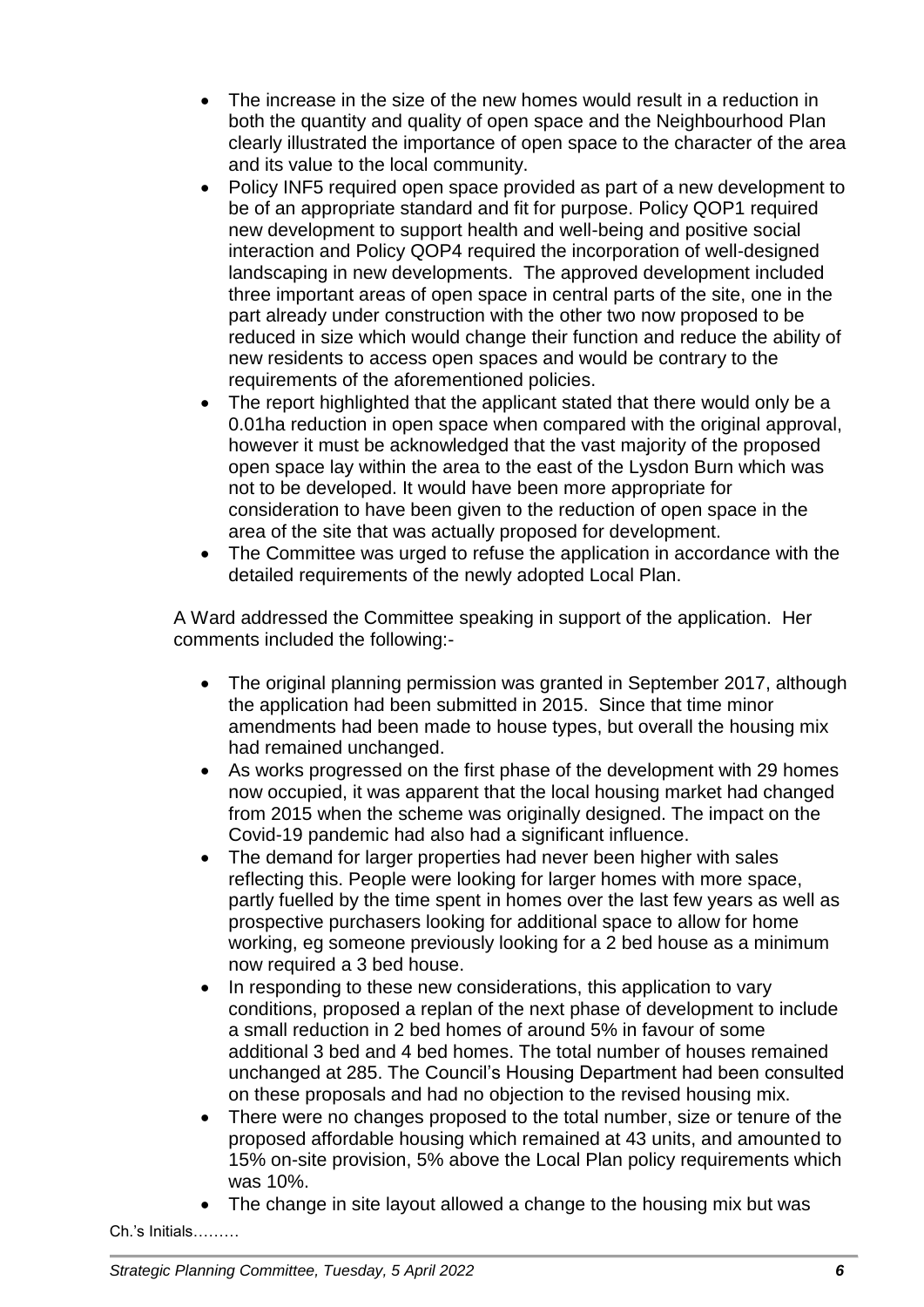- The increase in the size of the new homes would result in a reduction in both the quantity and quality of open space and the Neighbourhood Plan clearly illustrated the importance of open space to the character of the area and its value to the local community.
- Policy INF5 required open space provided as part of a new development to be of an appropriate standard and fit for purpose. Policy QOP1 required new development to support health and well-being and positive social interaction and Policy QOP4 required the incorporation of well-designed landscaping in new developments. The approved development included three important areas of open space in central parts of the site, one in the part already under construction with the other two now proposed to be reduced in size which would change their function and reduce the ability of new residents to access open spaces and would be contrary to the requirements of the aforementioned policies.
- The report highlighted that the applicant stated that there would only be a 0.01ha reduction in open space when compared with the original approval, however it must be acknowledged that the vast majority of the proposed open space lay within the area to the east of the Lysdon Burn which was not to be developed. It would have been more appropriate for consideration to have been given to the reduction of open space in the area of the site that was actually proposed for development.
- The Committee was urged to refuse the application in accordance with the detailed requirements of the newly adopted Local Plan.

A Ward addressed the Committee speaking in support of the application. Her comments included the following:-

- The original planning permission was granted in September 2017, although the application had been submitted in 2015. Since that time minor amendments had been made to house types, but overall the housing mix had remained unchanged.
- As works progressed on the first phase of the development with 29 homes now occupied, it was apparent that the local housing market had changed from 2015 when the scheme was originally designed. The impact on the Covid-19 pandemic had also had a significant influence.
- The demand for larger properties had never been higher with sales reflecting this. People were looking for larger homes with more space, partly fuelled by the time spent in homes over the last few years as well as prospective purchasers looking for additional space to allow for home working, eg someone previously looking for a 2 bed house as a minimum now required a 3 bed house.
- In responding to these new considerations, this application to vary conditions, proposed a replan of the next phase of development to include a small reduction in 2 bed homes of around 5% in favour of some additional 3 bed and 4 bed homes. The total number of houses remained unchanged at 285. The Council's Housing Department had been consulted on these proposals and had no objection to the revised housing mix.
- There were no changes proposed to the total number, size or tenure of the proposed affordable housing which remained at 43 units, and amounted to 15% on-site provision, 5% above the Local Plan policy requirements which was 10%.
- The change in site layout allowed a change to the housing mix but was

Ch.'s Initials………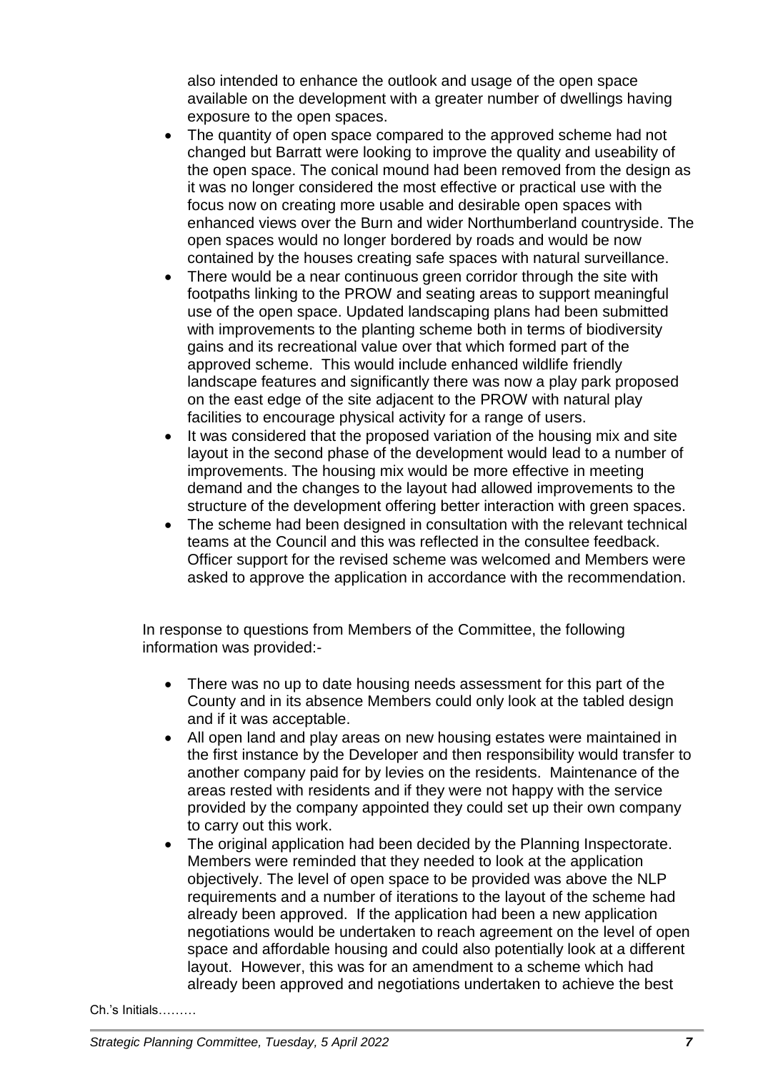also intended to enhance the outlook and usage of the open space available on the development with a greater number of dwellings having exposure to the open spaces.

- The quantity of open space compared to the approved scheme had not changed but Barratt were looking to improve the quality and useability of the open space. The conical mound had been removed from the design as it was no longer considered the most effective or practical use with the focus now on creating more usable and desirable open spaces with enhanced views over the Burn and wider Northumberland countryside. The open spaces would no longer bordered by roads and would be now contained by the houses creating safe spaces with natural surveillance.
- There would be a near continuous green corridor through the site with footpaths linking to the PROW and seating areas to support meaningful use of the open space. Updated landscaping plans had been submitted with improvements to the planting scheme both in terms of biodiversity gains and its recreational value over that which formed part of the approved scheme. This would include enhanced wildlife friendly landscape features and significantly there was now a play park proposed on the east edge of the site adjacent to the PROW with natural play facilities to encourage physical activity for a range of users.
- It was considered that the proposed variation of the housing mix and site layout in the second phase of the development would lead to a number of improvements. The housing mix would be more effective in meeting demand and the changes to the layout had allowed improvements to the structure of the development offering better interaction with green spaces.
- The scheme had been designed in consultation with the relevant technical teams at the Council and this was reflected in the consultee feedback. Officer support for the revised scheme was welcomed and Members were asked to approve the application in accordance with the recommendation.

In response to questions from Members of the Committee, the following information was provided:-

- There was no up to date housing needs assessment for this part of the County and in its absence Members could only look at the tabled design and if it was acceptable.
- All open land and play areas on new housing estates were maintained in the first instance by the Developer and then responsibility would transfer to another company paid for by levies on the residents. Maintenance of the areas rested with residents and if they were not happy with the service provided by the company appointed they could set up their own company to carry out this work.
- The original application had been decided by the Planning Inspectorate. Members were reminded that they needed to look at the application objectively. The level of open space to be provided was above the NLP requirements and a number of iterations to the layout of the scheme had already been approved. If the application had been a new application negotiations would be undertaken to reach agreement on the level of open space and affordable housing and could also potentially look at a different layout. However, this was for an amendment to a scheme which had already been approved and negotiations undertaken to achieve the best

Ch.'s Initials………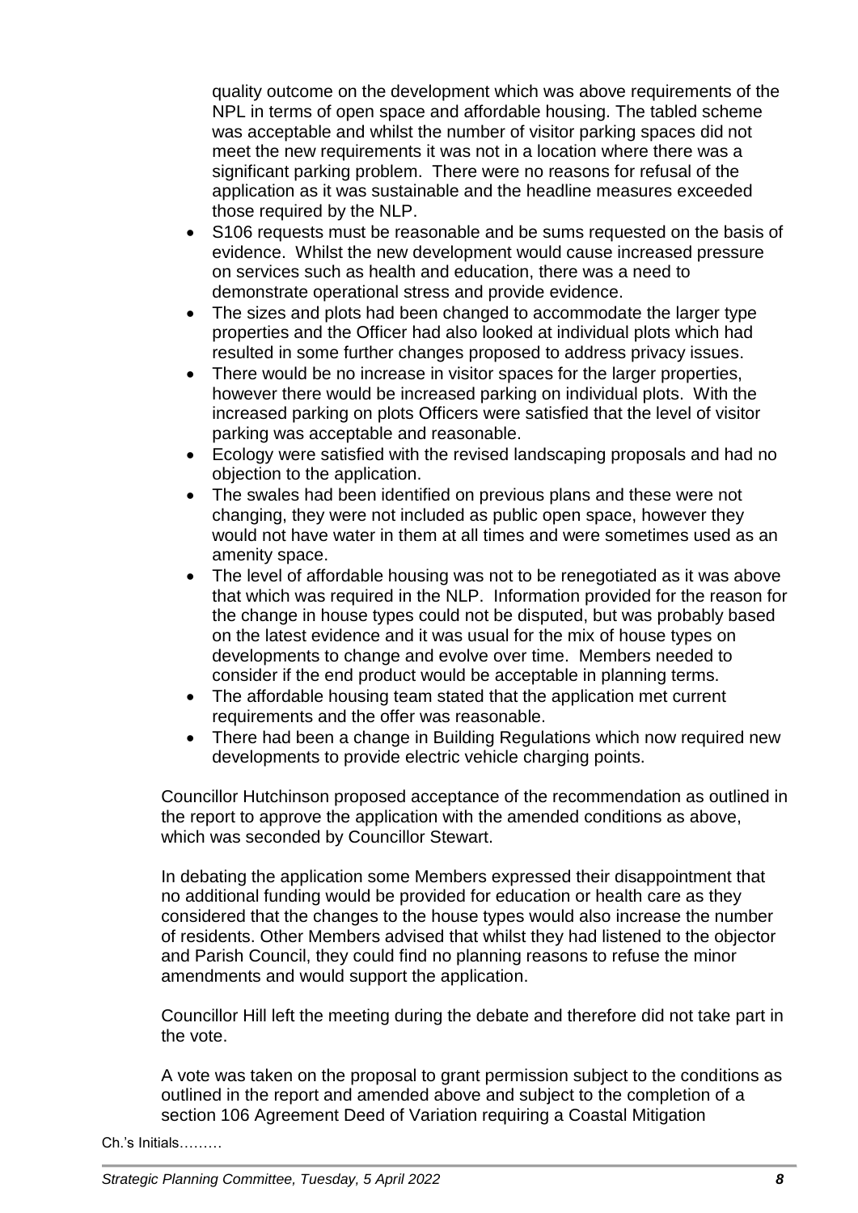quality outcome on the development which was above requirements of the NPL in terms of open space and affordable housing. The tabled scheme was acceptable and whilst the number of visitor parking spaces did not meet the new requirements it was not in a location where there was a significant parking problem. There were no reasons for refusal of the application as it was sustainable and the headline measures exceeded those required by the NLP.

- S106 requests must be reasonable and be sums requested on the basis of evidence. Whilst the new development would cause increased pressure on services such as health and education, there was a need to demonstrate operational stress and provide evidence.
- The sizes and plots had been changed to accommodate the larger type properties and the Officer had also looked at individual plots which had resulted in some further changes proposed to address privacy issues.
- There would be no increase in visitor spaces for the larger properties, however there would be increased parking on individual plots. With the increased parking on plots Officers were satisfied that the level of visitor parking was acceptable and reasonable.
- Ecology were satisfied with the revised landscaping proposals and had no objection to the application.
- The swales had been identified on previous plans and these were not changing, they were not included as public open space, however they would not have water in them at all times and were sometimes used as an amenity space.
- The level of affordable housing was not to be renegotiated as it was above that which was required in the NLP. Information provided for the reason for the change in house types could not be disputed, but was probably based on the latest evidence and it was usual for the mix of house types on developments to change and evolve over time. Members needed to consider if the end product would be acceptable in planning terms.
- The affordable housing team stated that the application met current requirements and the offer was reasonable.
- There had been a change in Building Regulations which now required new developments to provide electric vehicle charging points.

Councillor Hutchinson proposed acceptance of the recommendation as outlined in the report to approve the application with the amended conditions as above, which was seconded by Councillor Stewart.

In debating the application some Members expressed their disappointment that no additional funding would be provided for education or health care as they considered that the changes to the house types would also increase the number of residents. Other Members advised that whilst they had listened to the objector and Parish Council, they could find no planning reasons to refuse the minor amendments and would support the application.

Councillor Hill left the meeting during the debate and therefore did not take part in the vote.

A vote was taken on the proposal to grant permission subject to the conditions as outlined in the report and amended above and subject to the completion of a section 106 Agreement Deed of Variation requiring a Coastal Mitigation

Ch.'s Initials………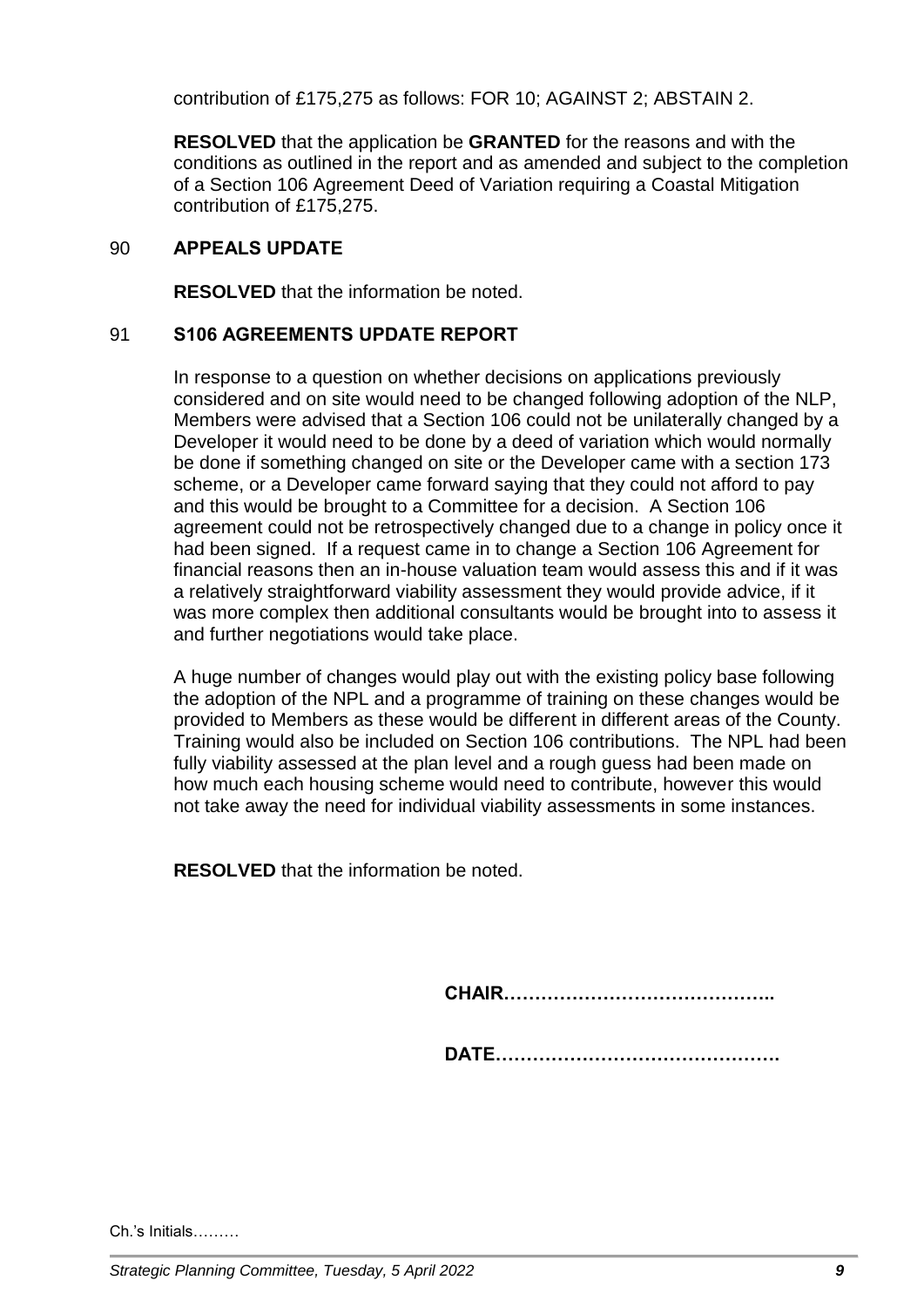contribution of £175,275 as follows: FOR 10; AGAINST 2; ABSTAIN 2.

**RESOLVED** that the application be **GRANTED** for the reasons and with the conditions as outlined in the report and as amended and subject to the completion of a Section 106 Agreement Deed of Variation requiring a Coastal Mitigation contribution of £175,275.

## 90 APPEALS UPDATE

**RESOLVED** that the information be noted.

## 91 S106 AGREEMENTS UPDATE REPORT

In response to a question on whether decisions on applications previously considered and on site would need to be changed following adoption of the NLP, Members were advised that a Section 106 could not be unilaterally changed by a Developer it would need to be done by a deed of variation which would normally be done if something changed on site or the Developer came with a section 173 scheme, or a Developer came forward saying that they could not afford to pay and this would be brought to a Committee for a decision. A Section 106 agreement could not be retrospectively changed due to a change in policy once it had been signed. If a request came in to change a Section 106 Agreement for financial reasons then an in-house valuation team would assess this and if it was a relatively straightforward viability assessment they would provide advice, if it was more complex then additional consultants would be brought into to assess it and further negotiations would take place.

A huge number of changes would play out with the existing policy base following the adoption of the NPL and a programme of training on these changes would be provided to Members as these would be different in different areas of the County. Training would also be included on Section 106 contributions. The NPL had been fully viability assessed at the plan level and a rough guess had been made on how much each housing scheme would need to contribute, however this would not take away the need for individual viability assessments in some instances.

**RESOLVED** that the information be noted.

**CHAIR……………………………………..**

**DATE……………………………………….**

Ch.'s Initials………